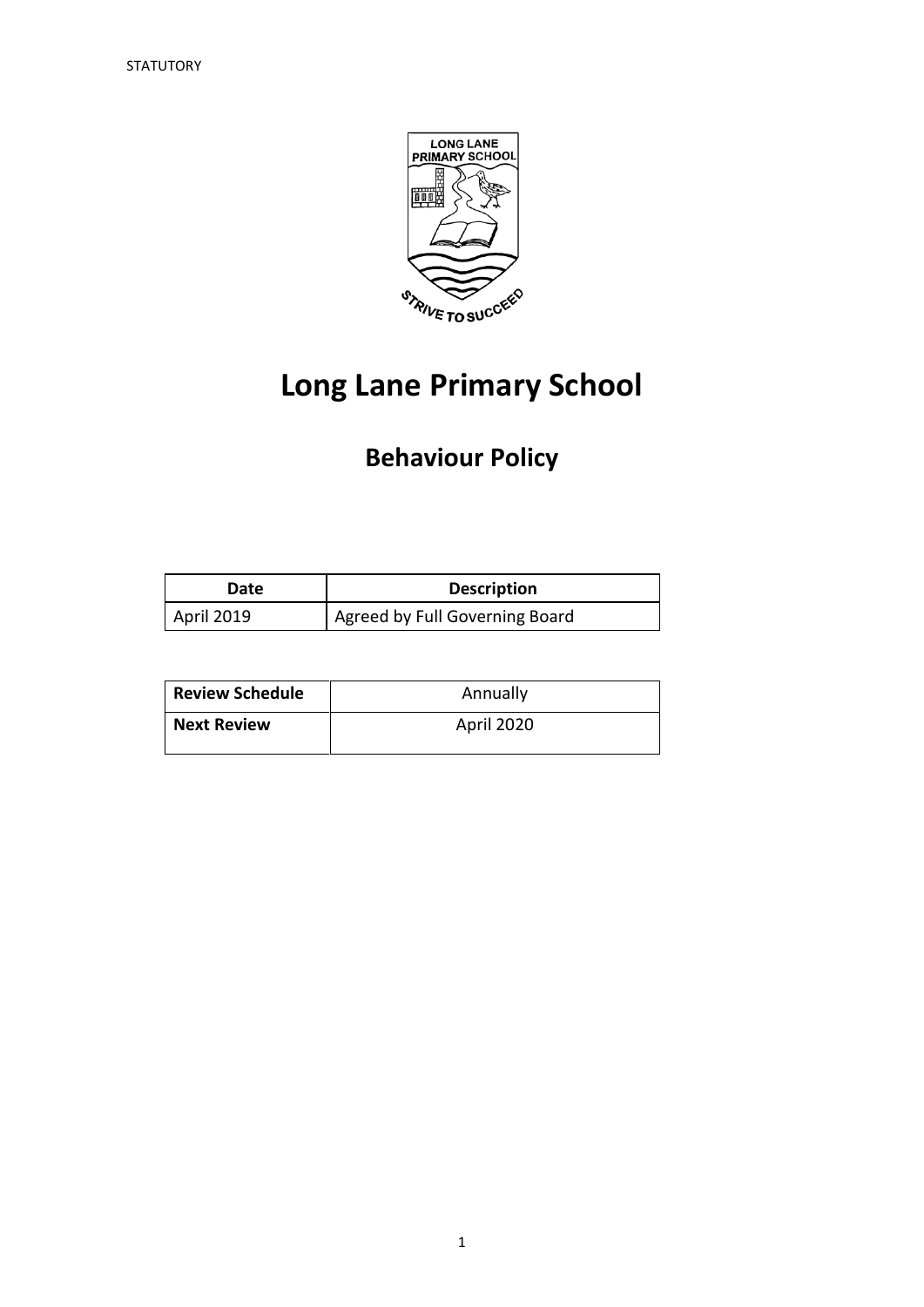STATUTORY

# Long Lane Primary School

## Behaviour Policy

| Date | Description |
|---|---|
| April 2019 | Agreed by Full Governing Board |

| Review Schedule | Annually |
|---|---|
| Next Review | April 2020 |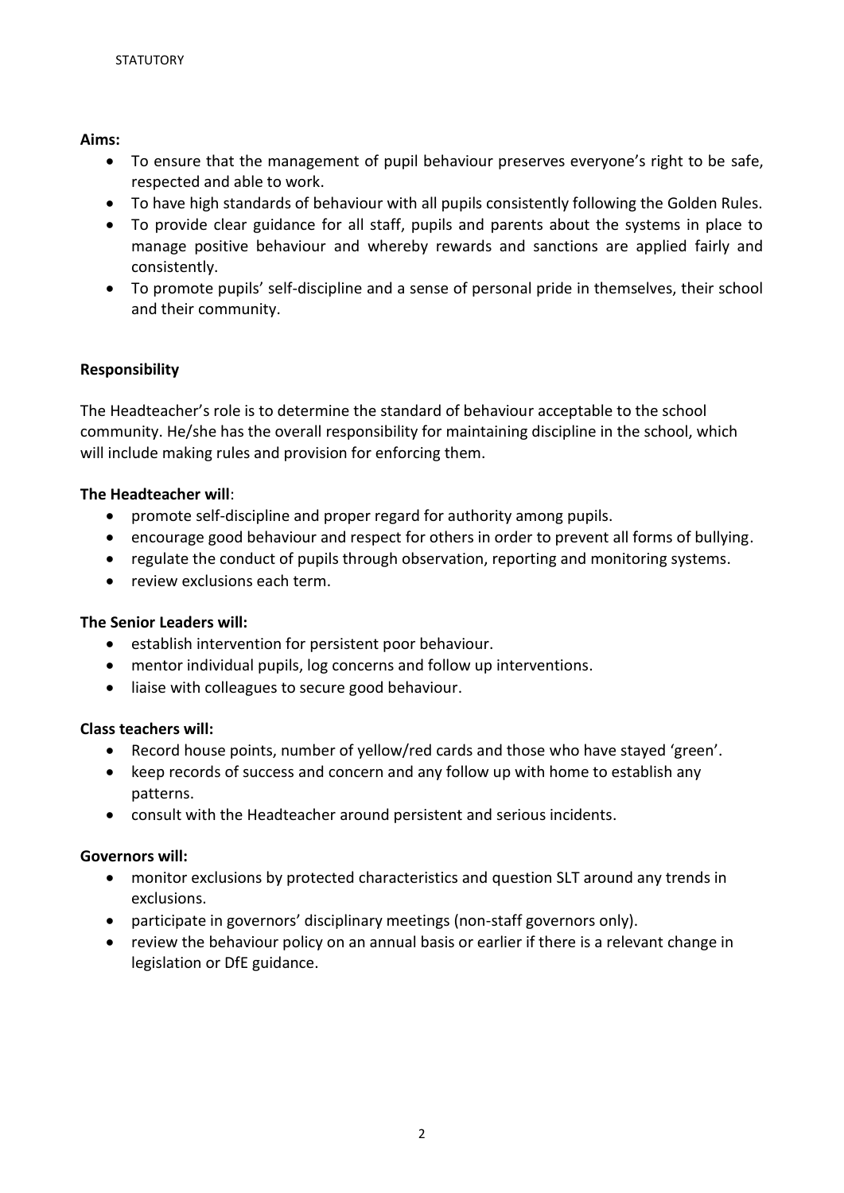**Aims:**

- To ensure that the management of pupil behaviour preserves everyone's right to be safe, respected and able to work.
- To have high standards of behaviour with all pupils consistently following the Golden Rules.
- To provide clear guidance for all staff, pupils and parents about the systems in place to manage positive behaviour and whereby rewards and sanctions are applied fairly and consistently.
- To promote pupils' self-discipline and a sense of personal pride in themselves, their school and their community.

**Responsibility**

The Headteacher's role is to determine the standard of behaviour acceptable to the school community. He/she has the overall responsibility for maintaining discipline in the school, which will include making rules and provision for enforcing them.

**The Headteacher will**:

- promote self-discipline and proper regard for authority among pupils.
- encourage good behaviour and respect for others in order to prevent all forms of bullying.
- regulate the conduct of pupils through observation, reporting and monitoring systems.
- review exclusions each term.

**The Senior Leaders will:**

- establish intervention for persistent poor behaviour.
- mentor individual pupils, log concerns and follow up interventions.
- liaise with colleagues to secure good behaviour.

**Class teachers will:**

- Record house points, number of yellow/red cards and those who have stayed 'green'.
- keep records of success and concern and any follow up with home to establish any patterns.
- consult with the Headteacher around persistent and serious incidents.

**Governors will:**

- monitor exclusions by protected characteristics and question SLT around any trends in exclusions.
- participate in governors' disciplinary meetings (non-staff governors only).
- review the behaviour policy on an annual basis or earlier if there is a relevant change in legislation or DfE guidance.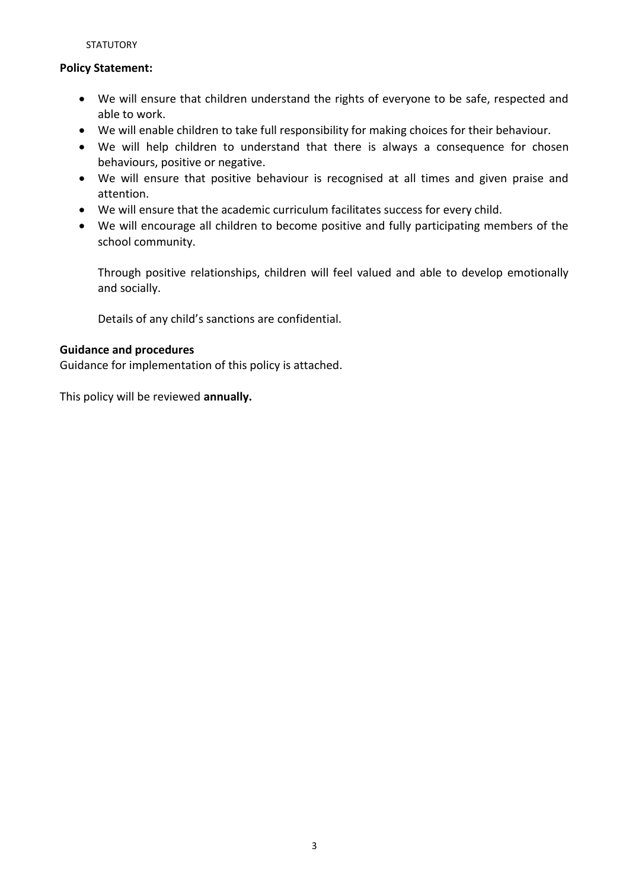STATUTORY

**Policy Statement:**

- We will ensure that children understand the rights of everyone to be safe, respected and able to work.
- We will enable children to take full responsibility for making choices for their behaviour.
- We will help children to understand that there is always a consequence for chosen behaviours, positive or negative.
- We will ensure that positive behaviour is recognised at all times and given praise and attention.
- We will ensure that the academic curriculum facilitates success for every child.
- We will encourage all children to become positive and fully participating members of the school community.

  Through positive relationships, children will feel valued and able to develop emotionally and socially.

  Details of any child's sanctions are confidential.

**Guidance and procedures**
Guidance for implementation of this policy is attached.

This policy will be reviewed **annually.**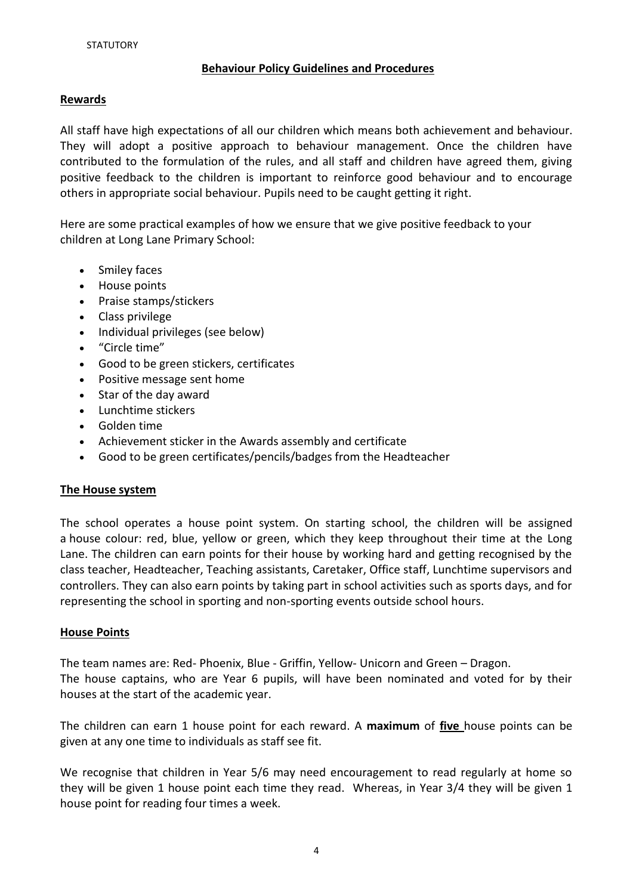STATUTORY

## Behaviour Policy Guidelines and Procedures

### Rewards

All staff have high expectations of all our children which means both achievement and behaviour. They will adopt a positive approach to behaviour management. Once the children have contributed to the formulation of the rules, and all staff and children have agreed them, giving positive feedback to the children is important to reinforce good behaviour and to encourage others in appropriate social behaviour. Pupils need to be caught getting it right.

Here are some practical examples of how we ensure that we give positive feedback to your children at Long Lane Primary School:

- Smiley faces
- House points
- Praise stamps/stickers
- Class privilege
- Individual privileges (see below)
- "Circle time"
- Good to be green stickers, certificates
- Positive message sent home
- Star of the day award
- Lunchtime stickers
- Golden time
- Achievement sticker in the Awards assembly and certificate
- Good to be green certificates/pencils/badges from the Headteacher

### The House system

The school operates a house point system. On starting school, the children will be assigned a house colour: red, blue, yellow or green, which they keep throughout their time at the Long Lane. The children can earn points for their house by working hard and getting recognised by the class teacher, Headteacher, Teaching assistants, Caretaker, Office staff, Lunchtime supervisors and controllers. They can also earn points by taking part in school activities such as sports days, and for representing the school in sporting and non-sporting events outside school hours.

### House Points

The team names are: Red- Phoenix, Blue - Griffin, Yellow- Unicorn and Green – Dragon.
The house captains, who are Year 6 pupils, will have been nominated and voted for by their houses at the start of the academic year.

The children can earn 1 house point for each reward. A **maximum** of **five** house points can be given at any one time to individuals as staff see fit.

We recognise that children in Year 5/6 may need encouragement to read regularly at home so they will be given 1 house point each time they read. Whereas, in Year 3/4 they will be given 1 house point for reading four times a week.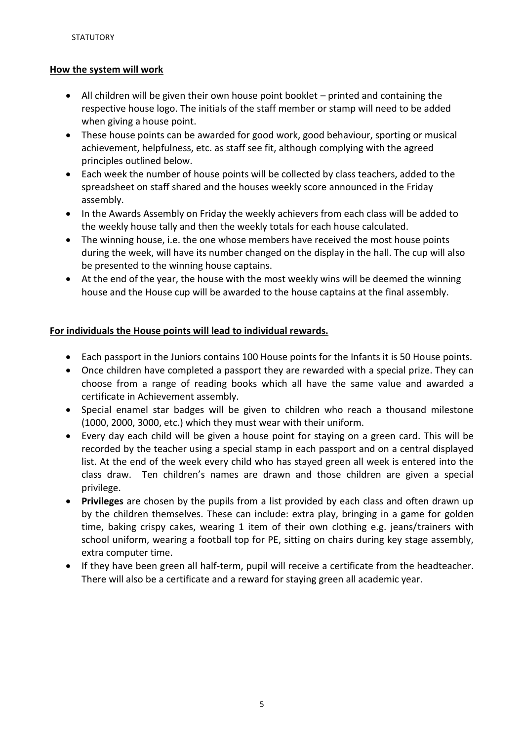STATUTORY

**How the system will work**

- All children will be given their own house point booklet – printed and containing the respective house logo. The initials of the staff member or stamp will need to be added when giving a house point.
- These house points can be awarded for good work, good behaviour, sporting or musical achievement, helpfulness, etc. as staff see fit, although complying with the agreed principles outlined below.
- Each week the number of house points will be collected by class teachers, added to the spreadsheet on staff shared and the houses weekly score announced in the Friday assembly.
- In the Awards Assembly on Friday the weekly achievers from each class will be added to the weekly house tally and then the weekly totals for each house calculated.
- The winning house, i.e. the one whose members have received the most house points during the week, will have its number changed on the display in the hall. The cup will also be presented to the winning house captains.
- At the end of the year, the house with the most weekly wins will be deemed the winning house and the House cup will be awarded to the house captains at the final assembly.

**For individuals the House points will lead to individual rewards.**

- Each passport in the Juniors contains 100 House points for the Infants it is 50 House points.
- Once children have completed a passport they are rewarded with a special prize. They can choose from a range of reading books which all have the same value and awarded a certificate in Achievement assembly.
- Special enamel star badges will be given to children who reach a thousand milestone (1000, 2000, 3000, etc.) which they must wear with their uniform.
- Every day each child will be given a house point for staying on a green card. This will be recorded by the teacher using a special stamp in each passport and on a central displayed list. At the end of the week every child who has stayed green all week is entered into the class draw. Ten children's names are drawn and those children are given a special privilege.
- **Privileges** are chosen by the pupils from a list provided by each class and often drawn up by the children themselves. These can include: extra play, bringing in a game for golden time, baking crispy cakes, wearing 1 item of their own clothing e.g. jeans/trainers with school uniform, wearing a football top for PE, sitting on chairs during key stage assembly, extra computer time.
- If they have been green all half-term, pupil will receive a certificate from the headteacher. There will also be a certificate and a reward for staying green all academic year.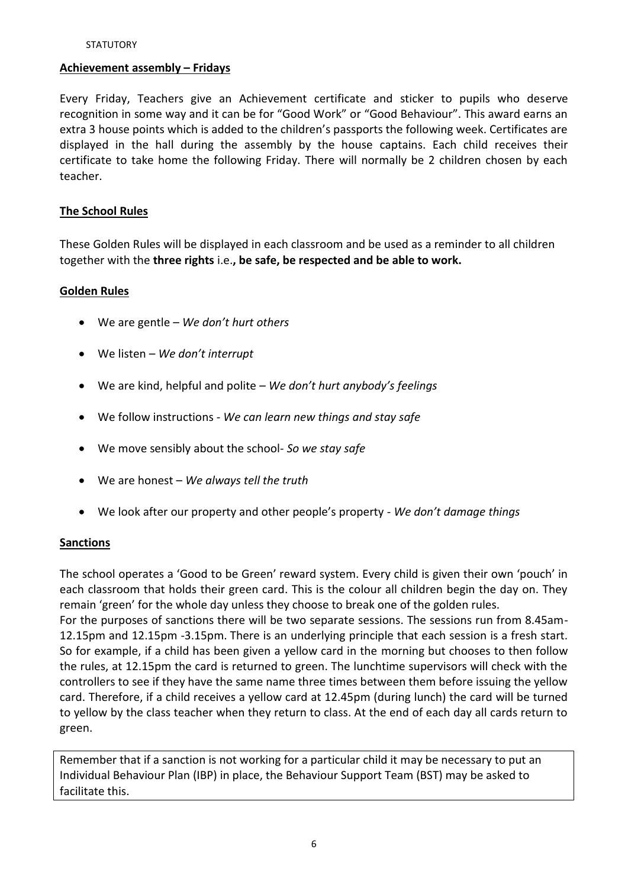STATUTORY

**Achievement assembly – Fridays**

Every Friday, Teachers give an Achievement certificate and sticker to pupils who deserve recognition in some way and it can be for "Good Work" or "Good Behaviour". This award earns an extra 3 house points which is added to the children's passports the following week. Certificates are displayed in the hall during the assembly by the house captains. Each child receives their certificate to take home the following Friday. There will normally be 2 children chosen by each teacher.

**The School Rules**

These Golden Rules will be displayed in each classroom and be used as a reminder to all children together with the **three rights** i.e.**, be safe, be respected and be able to work.**

**Golden Rules**

- We are gentle – *We don't hurt others*
- We listen – *We don't interrupt*
- We are kind, helpful and polite – *We don't hurt anybody's feelings*
- We follow instructions - *We can learn new things and stay safe*
- We move sensibly about the school- *So we stay safe*
- We are honest – *We always tell the truth*
- We look after our property and other people's property - *We don't damage things*

**Sanctions**

The school operates a 'Good to be Green' reward system. Every child is given their own 'pouch' in each classroom that holds their green card. This is the colour all children begin the day on. They remain 'green' for the whole day unless they choose to break one of the golden rules.
For the purposes of sanctions there will be two separate sessions. The sessions run from 8.45am-12.15pm and 12.15pm -3.15pm. There is an underlying principle that each session is a fresh start. So for example, if a child has been given a yellow card in the morning but chooses to then follow the rules, at 12.15pm the card is returned to green. The lunchtime supervisors will check with the controllers to see if they have the same name three times between them before issuing the yellow card. Therefore, if a child receives a yellow card at 12.45pm (during lunch) the card will be turned to yellow by the class teacher when they return to class. At the end of each day all cards return to green.

Remember that if a sanction is not working for a particular child it may be necessary to put an Individual Behaviour Plan (IBP) in place, the Behaviour Support Team (BST) may be asked to facilitate this.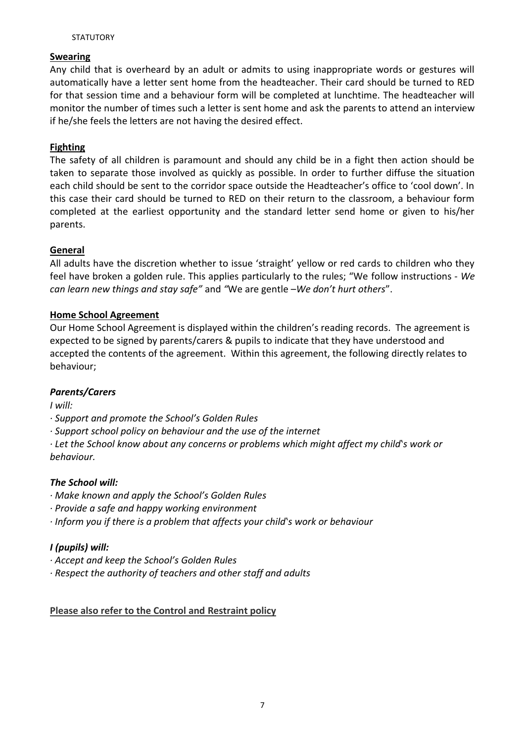STATUTORY

**Swearing**

Any child that is overheard by an adult or admits to using inappropriate words or gestures will automatically have a letter sent home from the headteacher. Their card should be turned to RED for that session time and a behaviour form will be completed at lunchtime. The headteacher will monitor the number of times such a letter is sent home and ask the parents to attend an interview if he/she feels the letters are not having the desired effect.

**Fighting**

The safety of all children is paramount and should any child be in a fight then action should be taken to separate those involved as quickly as possible. In order to further diffuse the situation each child should be sent to the corridor space outside the Headteacher's office to 'cool down'. In this case their card should be turned to RED on their return to the classroom, a behaviour form completed at the earliest opportunity and the standard letter send home or given to his/her parents.

**General**

All adults have the discretion whether to issue 'straight' yellow or red cards to children who they feel have broken a golden rule. This applies particularly to the rules; "We follow instructions - *We can learn new things and stay safe"* and *"*We are gentle –*We don't hurt others*".

**Home School Agreement**

Our Home School Agreement is displayed within the children's reading records. The agreement is expected to be signed by parents/carers & pupils to indicate that they have understood and accepted the contents of the agreement. Within this agreement, the following directly relates to behaviour;

***Parents/Carers***

*I will:*

*· Support and promote the School's Golden Rules*

*· Support school policy on behaviour and the use of the internet*

*· Let the School know about any concerns or problems which might affect my child's work or behaviour.*

***The School will:***

*· Make known and apply the School's Golden Rules*

*· Provide a safe and happy working environment*

*· Inform you if there is a problem that affects your child's work or behaviour*

***I (pupils) will:***

*· Accept and keep the School's Golden Rules*

*· Respect the authority of teachers and other staff and adults*

**Please also refer to the Control and Restraint policy**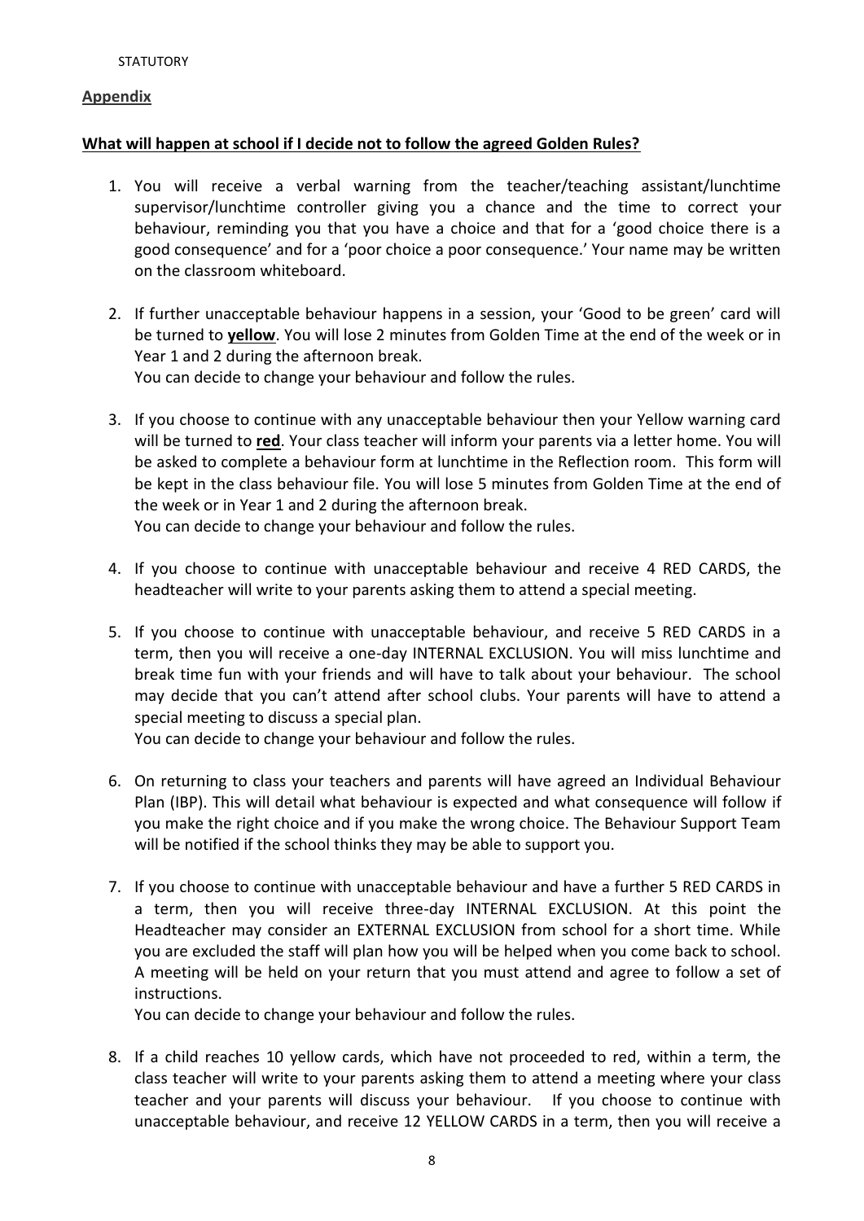STATUTORY

**Appendix**

**What will happen at school if I decide not to follow the agreed Golden Rules?**

1. You will receive a verbal warning from the teacher/teaching assistant/lunchtime supervisor/lunchtime controller giving you a chance and the time to correct your behaviour, reminding you that you have a choice and that for a 'good choice there is a good consequence' and for a 'poor choice a poor consequence.' Your name may be written on the classroom whiteboard.

2. If further unacceptable behaviour happens in a session, your 'Good to be green' card will be turned to **yellow**. You will lose 2 minutes from Golden Time at the end of the week or in Year 1 and 2 during the afternoon break.
   You can decide to change your behaviour and follow the rules.

3. If you choose to continue with any unacceptable behaviour then your Yellow warning card will be turned to **red**. Your class teacher will inform your parents via a letter home. You will be asked to complete a behaviour form at lunchtime in the Reflection room. This form will be kept in the class behaviour file. You will lose 5 minutes from Golden Time at the end of the week or in Year 1 and 2 during the afternoon break.
   You can decide to change your behaviour and follow the rules.

4. If you choose to continue with unacceptable behaviour and receive 4 RED CARDS, the headteacher will write to your parents asking them to attend a special meeting.

5. If you choose to continue with unacceptable behaviour, and receive 5 RED CARDS in a term, then you will receive a one-day INTERNAL EXCLUSION. You will miss lunchtime and break time fun with your friends and will have to talk about your behaviour. The school may decide that you can't attend after school clubs. Your parents will have to attend a special meeting to discuss a special plan.
   You can decide to change your behaviour and follow the rules.

6. On returning to class your teachers and parents will have agreed an Individual Behaviour Plan (IBP). This will detail what behaviour is expected and what consequence will follow if you make the right choice and if you make the wrong choice. The Behaviour Support Team will be notified if the school thinks they may be able to support you.

7. If you choose to continue with unacceptable behaviour and have a further 5 RED CARDS in a term, then you will receive three-day INTERNAL EXCLUSION. At this point the Headteacher may consider an EXTERNAL EXCLUSION from school for a short time. While you are excluded the staff will plan how you will be helped when you come back to school. A meeting will be held on your return that you must attend and agree to follow a set of instructions.
   You can decide to change your behaviour and follow the rules.

8. If a child reaches 10 yellow cards, which have not proceeded to red, within a term, the class teacher will write to your parents asking them to attend a meeting where your class teacher and your parents will discuss your behaviour. If you choose to continue with unacceptable behaviour, and receive 12 YELLOW CARDS in a term, then you will receive a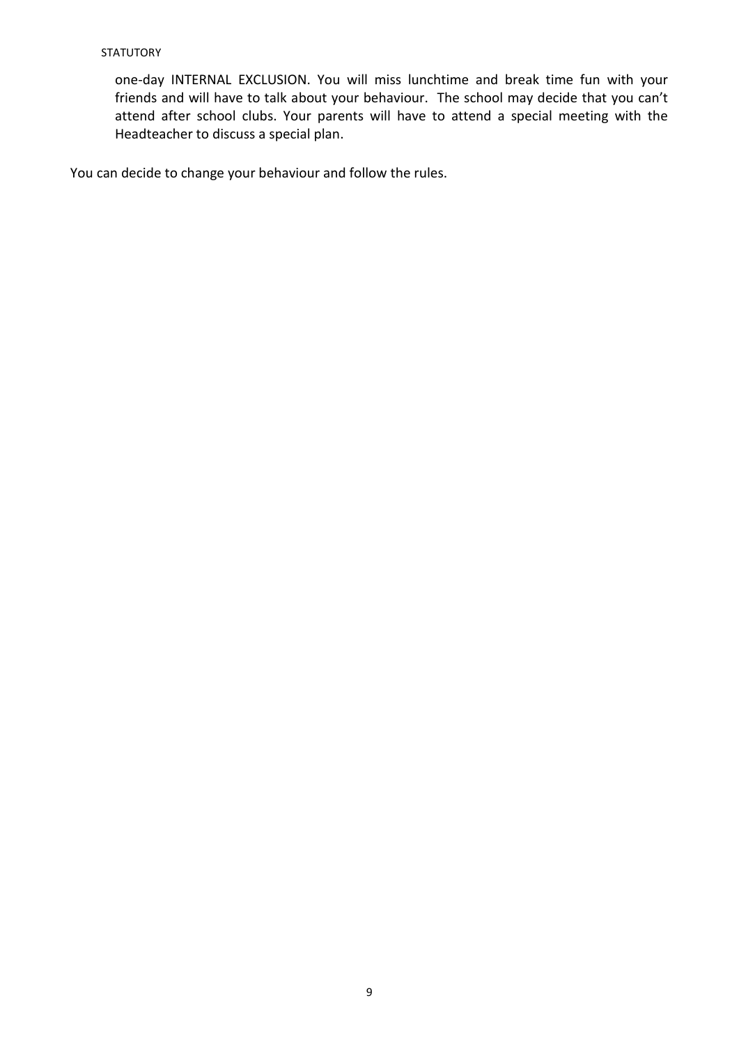one-day INTERNAL EXCLUSION. You will miss lunchtime and break time fun with your friends and will have to talk about your behaviour. The school may decide that you can't attend after school clubs. Your parents will have to attend a special meeting with the Headteacher to discuss a special plan.

You can decide to change your behaviour and follow the rules.